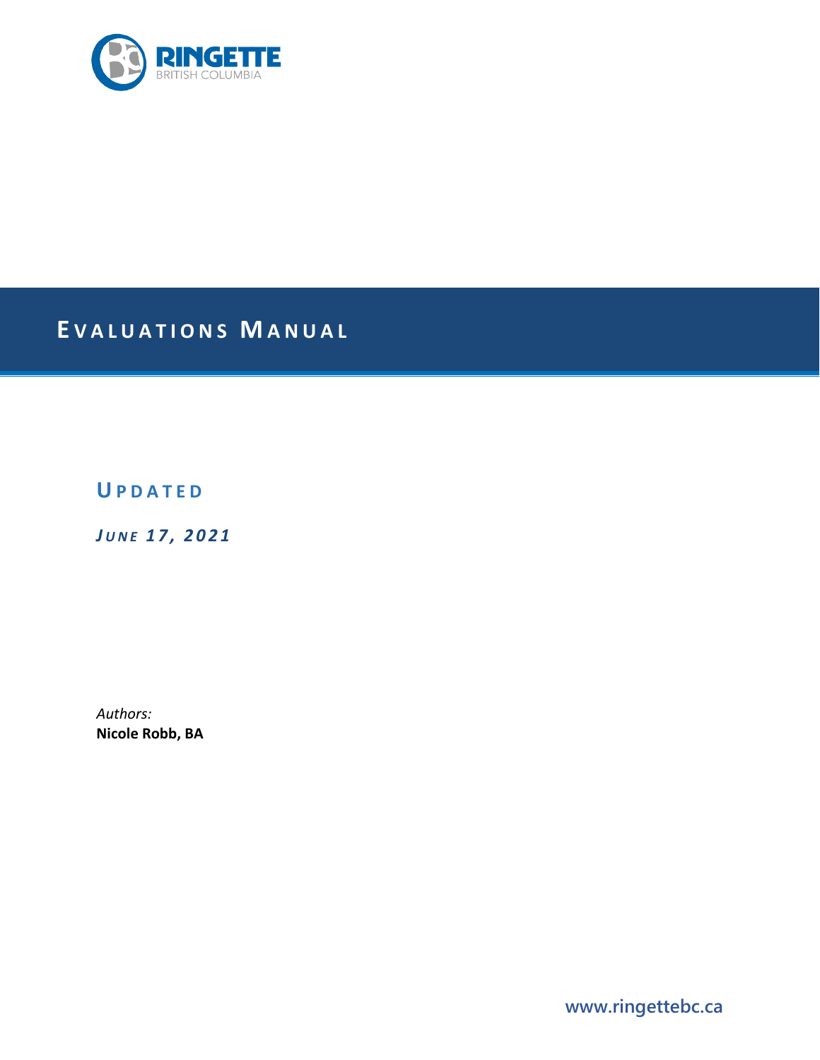RINGETTE
BRITISH COLUMBIA

# EVALUATIONS MANUAL

## UPDATED

***JUNE 17, 2021***

*Authors:*
**Nicole Robb, BA**

www.ringettebc.ca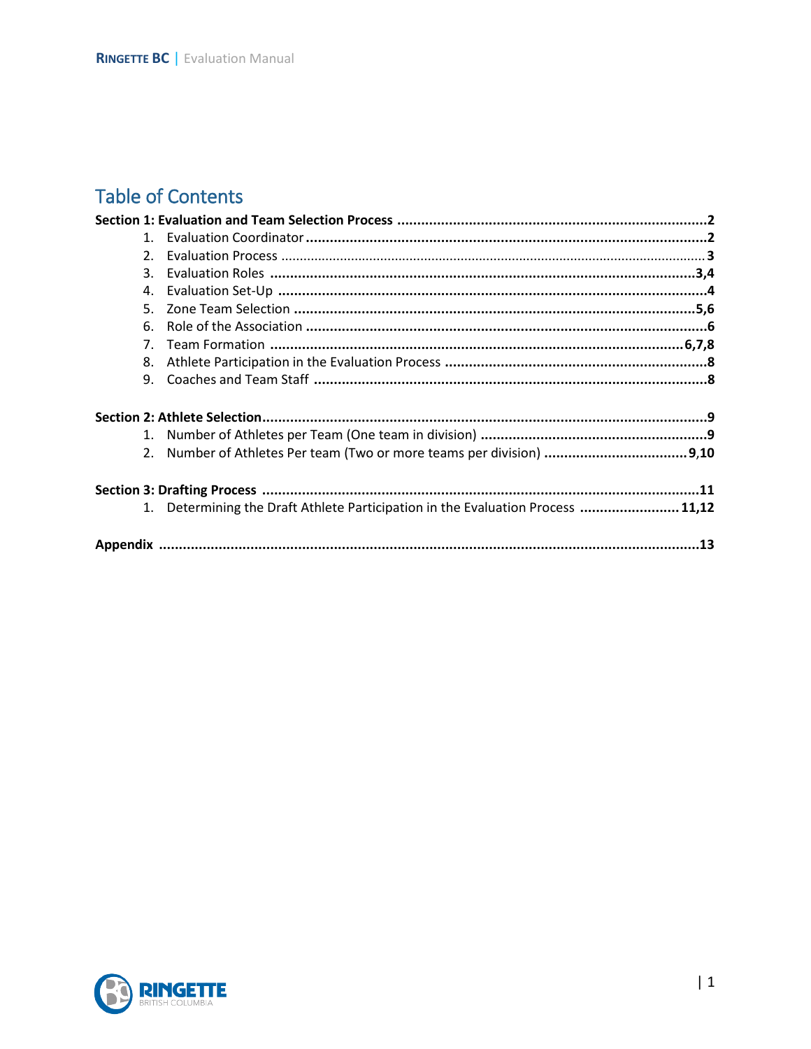# Table of Contents

**Section 1: Evaluation and Team Selection Process** ..... **2**

1. Evaluation Coordinator ..... **2**
2. Evaluation Process ..... 3
3. Evaluation Roles ..... **3,4**
4. Evaluation Set-Up ..... **4**
5. Zone Team Selection ..... **5,6**
6. Role of the Association ..... **6**
7. Team Formation ..... **6,7,8**
8. Athlete Participation in the Evaluation Process ..... **8**
9. Coaches and Team Staff ..... **8**

**Section 2: Athlete Selection** ..... **9**

1. Number of Athletes per Team (One team in division) ..... **9**
2. Number of Athletes Per team (Two or more teams per division) ..... **9,10**

**Section 3: Drafting Process** ..... **11**

1. Determining the Draft Athlete Participation in the Evaluation Process ..... **11,12**

**Appendix** ..... **13**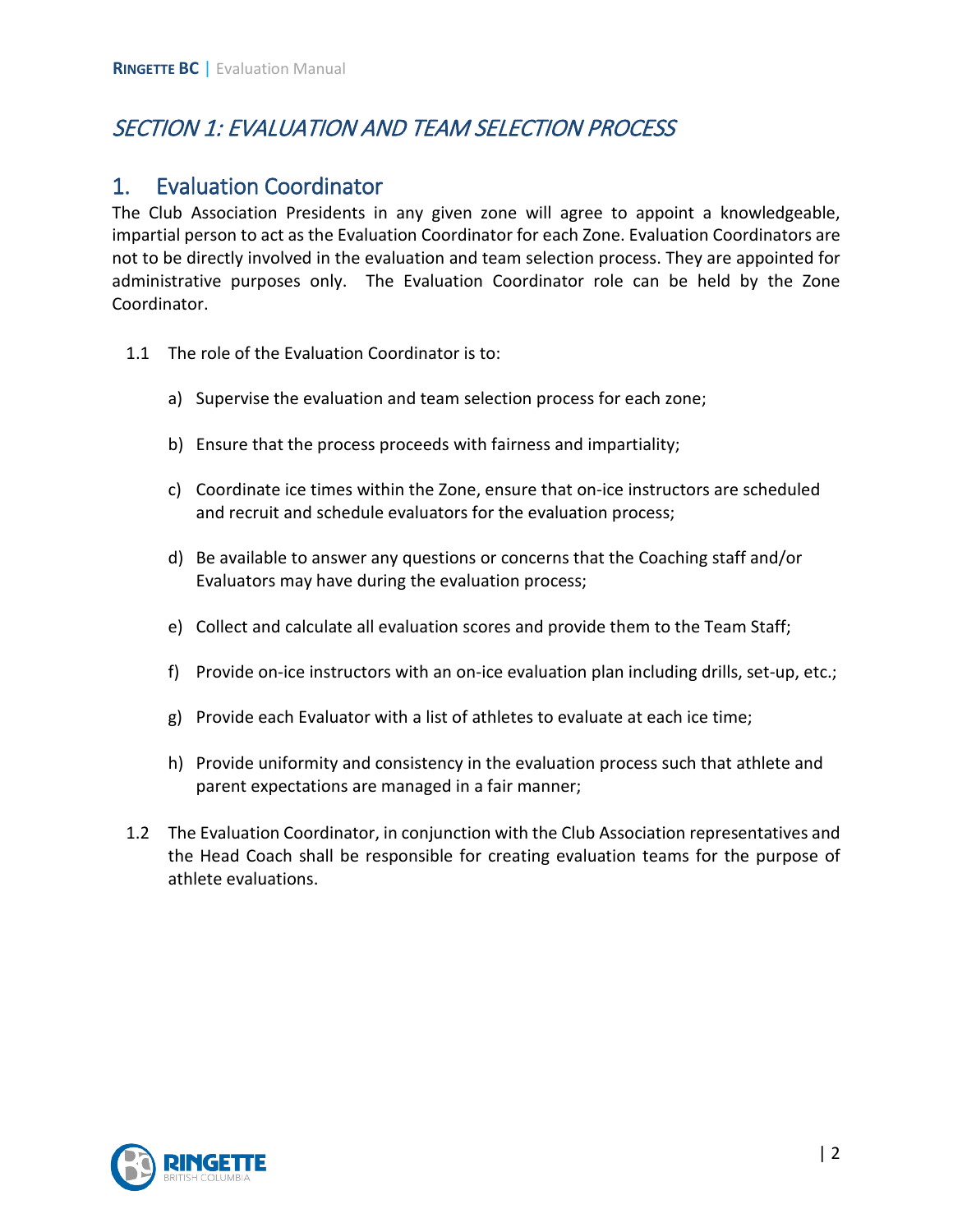# *SECTION 1: EVALUATION AND TEAM SELECTION PROCESS*

## 1. Evaluation Coordinator

The Club Association Presidents in any given zone will agree to appoint a knowledgeable, impartial person to act as the Evaluation Coordinator for each Zone. Evaluation Coordinators are not to be directly involved in the evaluation and team selection process. They are appointed for administrative purposes only. The Evaluation Coordinator role can be held by the Zone Coordinator.

1.1 The role of the Evaluation Coordinator is to:

a) Supervise the evaluation and team selection process for each zone;

b) Ensure that the process proceeds with fairness and impartiality;

c) Coordinate ice times within the Zone, ensure that on-ice instructors are scheduled and recruit and schedule evaluators for the evaluation process;

d) Be available to answer any questions or concerns that the Coaching staff and/or Evaluators may have during the evaluation process;

e) Collect and calculate all evaluation scores and provide them to the Team Staff;

f) Provide on-ice instructors with an on-ice evaluation plan including drills, set-up, etc.;

g) Provide each Evaluator with a list of athletes to evaluate at each ice time;

h) Provide uniformity and consistency in the evaluation process such that athlete and parent expectations are managed in a fair manner;

1.2 The Evaluation Coordinator, in conjunction with the Club Association representatives and the Head Coach shall be responsible for creating evaluation teams for the purpose of athlete evaluations.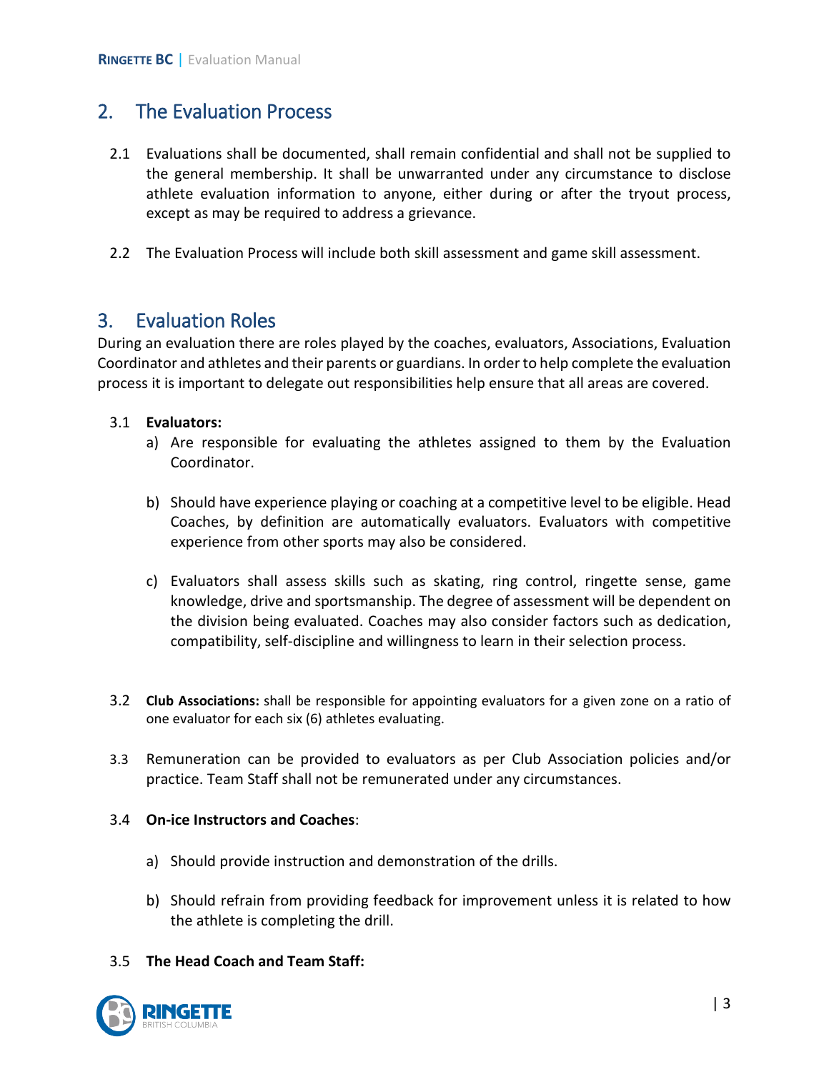## 2. The Evaluation Process

2.1 Evaluations shall be documented, shall remain confidential and shall not be supplied to the general membership. It shall be unwarranted under any circumstance to disclose athlete evaluation information to anyone, either during or after the tryout process, except as may be required to address a grievance.

2.2 The Evaluation Process will include both skill assessment and game skill assessment.

## 3. Evaluation Roles

During an evaluation there are roles played by the coaches, evaluators, Associations, Evaluation Coordinator and athletes and their parents or guardians. In order to help complete the evaluation process it is important to delegate out responsibilities help ensure that all areas are covered.

3.1 **Evaluators:**

a) Are responsible for evaluating the athletes assigned to them by the Evaluation Coordinator.

b) Should have experience playing or coaching at a competitive level to be eligible. Head Coaches, by definition are automatically evaluators. Evaluators with competitive experience from other sports may also be considered.

c) Evaluators shall assess skills such as skating, ring control, ringette sense, game knowledge, drive and sportsmanship. The degree of assessment will be dependent on the division being evaluated. Coaches may also consider factors such as dedication, compatibility, self-discipline and willingness to learn in their selection process.

3.2 **Club Associations:** shall be responsible for appointing evaluators for a given zone on a ratio of one evaluator for each six (6) athletes evaluating.

3.3 Remuneration can be provided to evaluators as per Club Association policies and/or practice. Team Staff shall not be remunerated under any circumstances.

3.4 **On-ice Instructors and Coaches**:

a) Should provide instruction and demonstration of the drills.

b) Should refrain from providing feedback for improvement unless it is related to how the athlete is completing the drill.

3.5 **The Head Coach and Team Staff:**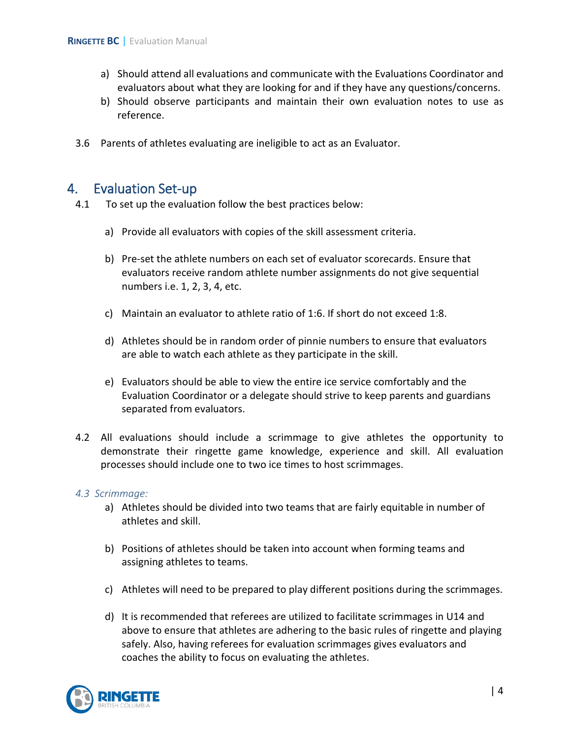a) Should attend all evaluations and communicate with the Evaluations Coordinator and evaluators about what they are looking for and if they have any questions/concerns.
b) Should observe participants and maintain their own evaluation notes to use as reference.

3.6 Parents of athletes evaluating are ineligible to act as an Evaluator.

## 4. Evaluation Set-up

4.1 To set up the evaluation follow the best practices below:

a) Provide all evaluators with copies of the skill assessment criteria.

b) Pre-set the athlete numbers on each set of evaluator scorecards. Ensure that evaluators receive random athlete number assignments do not give sequential numbers i.e. 1, 2, 3, 4, etc.

c) Maintain an evaluator to athlete ratio of 1:6. If short do not exceed 1:8.

d) Athletes should be in random order of pinnie numbers to ensure that evaluators are able to watch each athlete as they participate in the skill.

e) Evaluators should be able to view the entire ice service comfortably and the Evaluation Coordinator or a delegate should strive to keep parents and guardians separated from evaluators.

4.2 All evaluations should include a scrimmage to give athletes the opportunity to demonstrate their ringette game knowledge, experience and skill. All evaluation processes should include one to two ice times to host scrimmages.

*4.3 Scrimmage:*

a) Athletes should be divided into two teams that are fairly equitable in number of athletes and skill.

b) Positions of athletes should be taken into account when forming teams and assigning athletes to teams.

c) Athletes will need to be prepared to play different positions during the scrimmages.

d) It is recommended that referees are utilized to facilitate scrimmages in U14 and above to ensure that athletes are adhering to the basic rules of ringette and playing safely. Also, having referees for evaluation scrimmages gives evaluators and coaches the ability to focus on evaluating the athletes.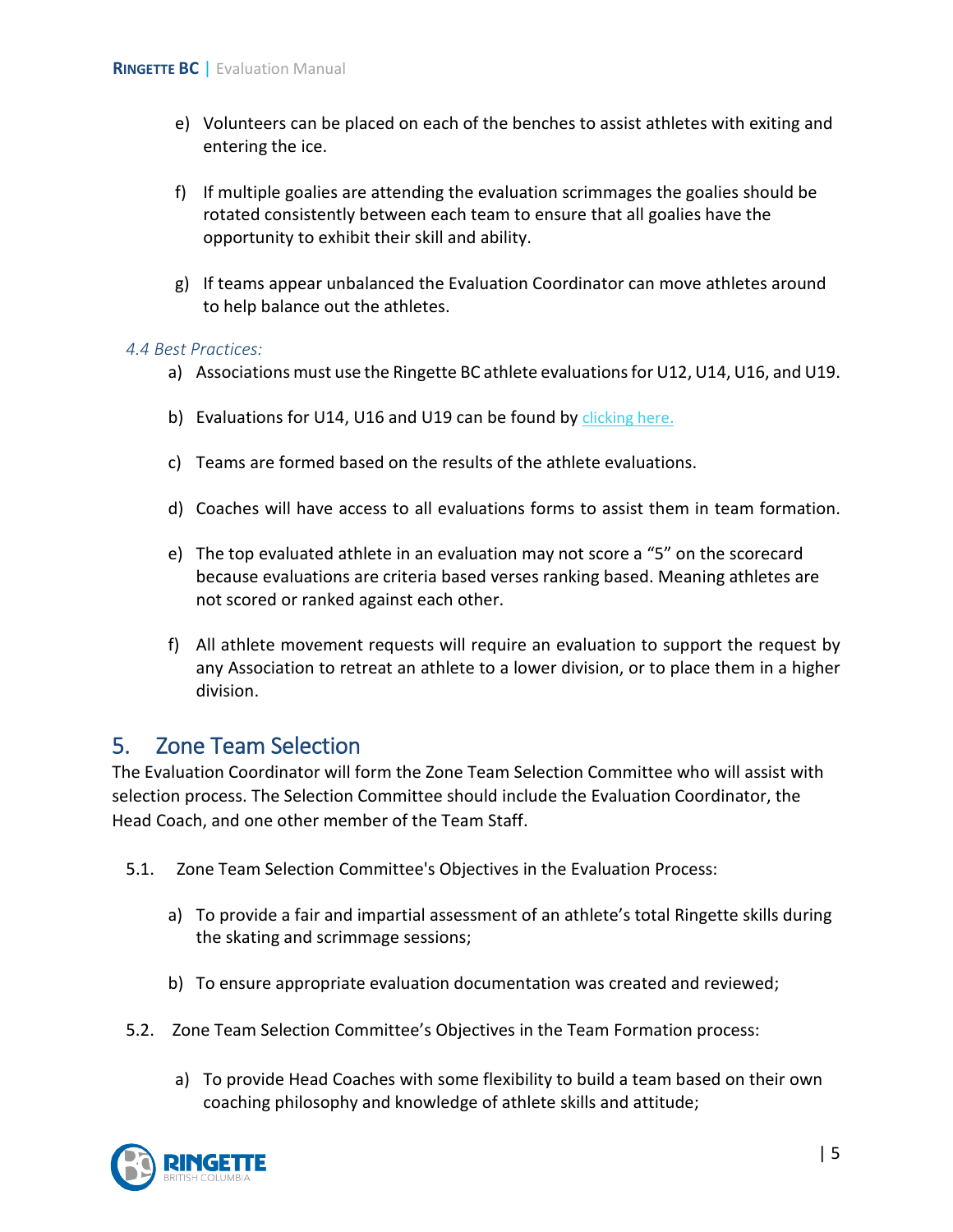e) Volunteers can be placed on each of the benches to assist athletes with exiting and entering the ice.

f) If multiple goalies are attending the evaluation scrimmages the goalies should be rotated consistently between each team to ensure that all goalies have the opportunity to exhibit their skill and ability.

g) If teams appear unbalanced the Evaluation Coordinator can move athletes around to help balance out the athletes.

*4.4 Best Practices:*

a) Associations must use the Ringette BC athlete evaluations for U12, U14, U16, and U19.

b) Evaluations for U14, U16 and U19 can be found by clicking here.

c) Teams are formed based on the results of the athlete evaluations.

d) Coaches will have access to all evaluations forms to assist them in team formation.

e) The top evaluated athlete in an evaluation may not score a "5" on the scorecard because evaluations are criteria based verses ranking based. Meaning athletes are not scored or ranked against each other.

f) All athlete movement requests will require an evaluation to support the request by any Association to retreat an athlete to a lower division, or to place them in a higher division.

## 5. Zone Team Selection

The Evaluation Coordinator will form the Zone Team Selection Committee who will assist with selection process. The Selection Committee should include the Evaluation Coordinator, the Head Coach, and one other member of the Team Staff.

5.1. Zone Team Selection Committee's Objectives in the Evaluation Process:

a) To provide a fair and impartial assessment of an athlete's total Ringette skills during the skating and scrimmage sessions;

b) To ensure appropriate evaluation documentation was created and reviewed;

5.2. Zone Team Selection Committee's Objectives in the Team Formation process:

a) To provide Head Coaches with some flexibility to build a team based on their own coaching philosophy and knowledge of athlete skills and attitude;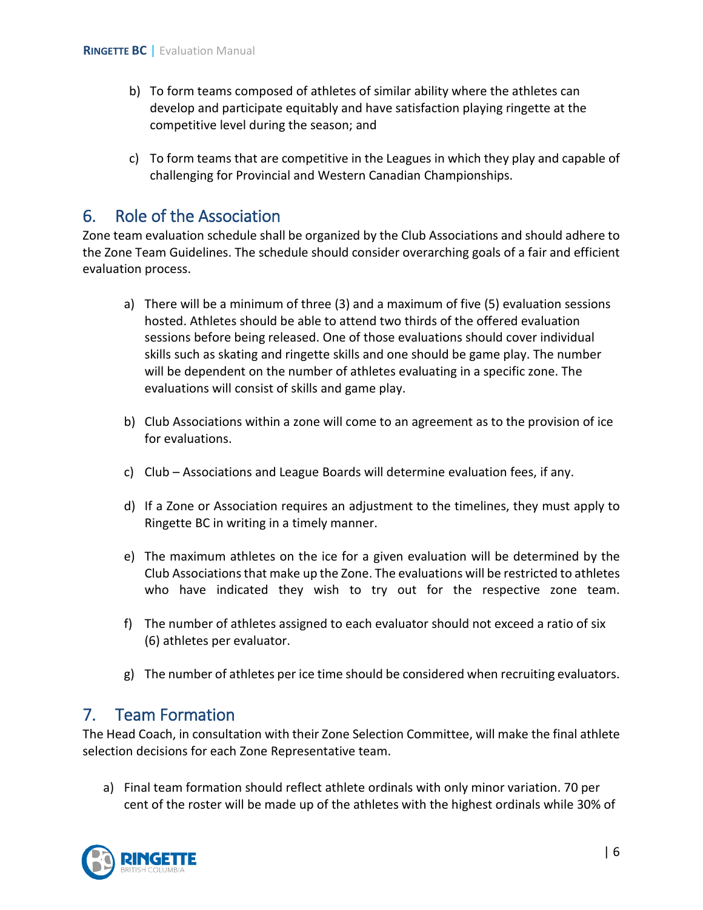b) To form teams composed of athletes of similar ability where the athletes can develop and participate equitably and have satisfaction playing ringette at the competitive level during the season; and

c) To form teams that are competitive in the Leagues in which they play and capable of challenging for Provincial and Western Canadian Championships.

## 6. Role of the Association

Zone team evaluation schedule shall be organized by the Club Associations and should adhere to the Zone Team Guidelines. The schedule should consider overarching goals of a fair and efficient evaluation process.

a) There will be a minimum of three (3) and a maximum of five (5) evaluation sessions hosted. Athletes should be able to attend two thirds of the offered evaluation sessions before being released. One of those evaluations should cover individual skills such as skating and ringette skills and one should be game play. The number will be dependent on the number of athletes evaluating in a specific zone. The evaluations will consist of skills and game play.

b) Club Associations within a zone will come to an agreement as to the provision of ice for evaluations.

c) Club – Associations and League Boards will determine evaluation fees, if any.

d) If a Zone or Association requires an adjustment to the timelines, they must apply to Ringette BC in writing in a timely manner.

e) The maximum athletes on the ice for a given evaluation will be determined by the Club Associations that make up the Zone. The evaluations will be restricted to athletes who have indicated they wish to try out for the respective zone team.

f) The number of athletes assigned to each evaluator should not exceed a ratio of six (6) athletes per evaluator.

g) The number of athletes per ice time should be considered when recruiting evaluators.

## 7. Team Formation

The Head Coach, in consultation with their Zone Selection Committee, will make the final athlete selection decisions for each Zone Representative team.

a) Final team formation should reflect athlete ordinals with only minor variation. 70 per cent of the roster will be made up of the athletes with the highest ordinals while 30% of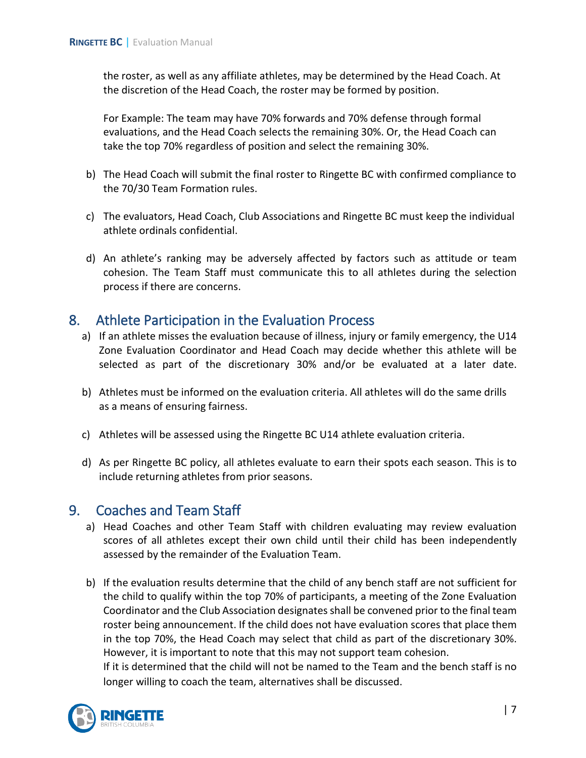the roster, as well as any affiliate athletes, may be determined by the Head Coach. At the discretion of the Head Coach, the roster may be formed by position.

For Example: The team may have 70% forwards and 70% defense through formal evaluations, and the Head Coach selects the remaining 30%. Or, the Head Coach can take the top 70% regardless of position and select the remaining 30%.

b) The Head Coach will submit the final roster to Ringette BC with confirmed compliance to the 70/30 Team Formation rules.

c) The evaluators, Head Coach, Club Associations and Ringette BC must keep the individual athlete ordinals confidential.

d) An athlete's ranking may be adversely affected by factors such as attitude or team cohesion. The Team Staff must communicate this to all athletes during the selection process if there are concerns.

## 8. Athlete Participation in the Evaluation Process

a) If an athlete misses the evaluation because of illness, injury or family emergency, the U14 Zone Evaluation Coordinator and Head Coach may decide whether this athlete will be selected as part of the discretionary 30% and/or be evaluated at a later date.

b) Athletes must be informed on the evaluation criteria. All athletes will do the same drills as a means of ensuring fairness.

c) Athletes will be assessed using the Ringette BC U14 athlete evaluation criteria.

d) As per Ringette BC policy, all athletes evaluate to earn their spots each season. This is to include returning athletes from prior seasons.

## 9. Coaches and Team Staff

a) Head Coaches and other Team Staff with children evaluating may review evaluation scores of all athletes except their own child until their child has been independently assessed by the remainder of the Evaluation Team.

b) If the evaluation results determine that the child of any bench staff are not sufficient for the child to qualify within the top 70% of participants, a meeting of the Zone Evaluation Coordinator and the Club Association designates shall be convened prior to the final team roster being announcement. If the child does not have evaluation scores that place them in the top 70%, the Head Coach may select that child as part of the discretionary 30%. However, it is important to note that this may not support team cohesion.
If it is determined that the child will not be named to the Team and the bench staff is no longer willing to coach the team, alternatives shall be discussed.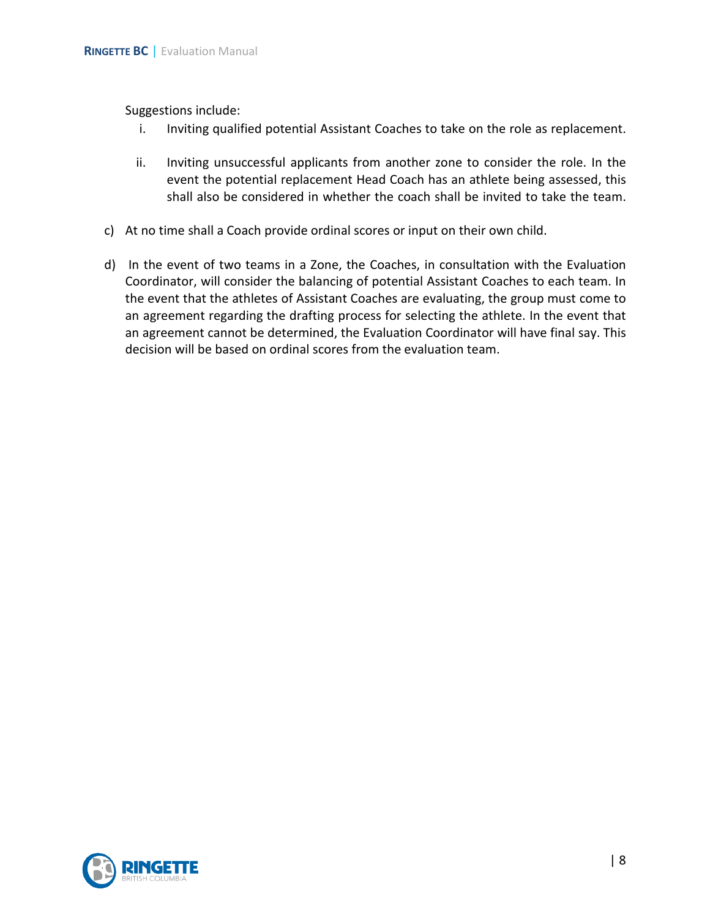Suggestions include:

i. Inviting qualified potential Assistant Coaches to take on the role as replacement.

ii. Inviting unsuccessful applicants from another zone to consider the role. In the event the potential replacement Head Coach has an athlete being assessed, this shall also be considered in whether the coach shall be invited to take the team.

c) At no time shall a Coach provide ordinal scores or input on their own child.

d) In the event of two teams in a Zone, the Coaches, in consultation with the Evaluation Coordinator, will consider the balancing of potential Assistant Coaches to each team. In the event that the athletes of Assistant Coaches are evaluating, the group must come to an agreement regarding the drafting process for selecting the athlete. In the event that an agreement cannot be determined, the Evaluation Coordinator will have final say. This decision will be based on ordinal scores from the evaluation team.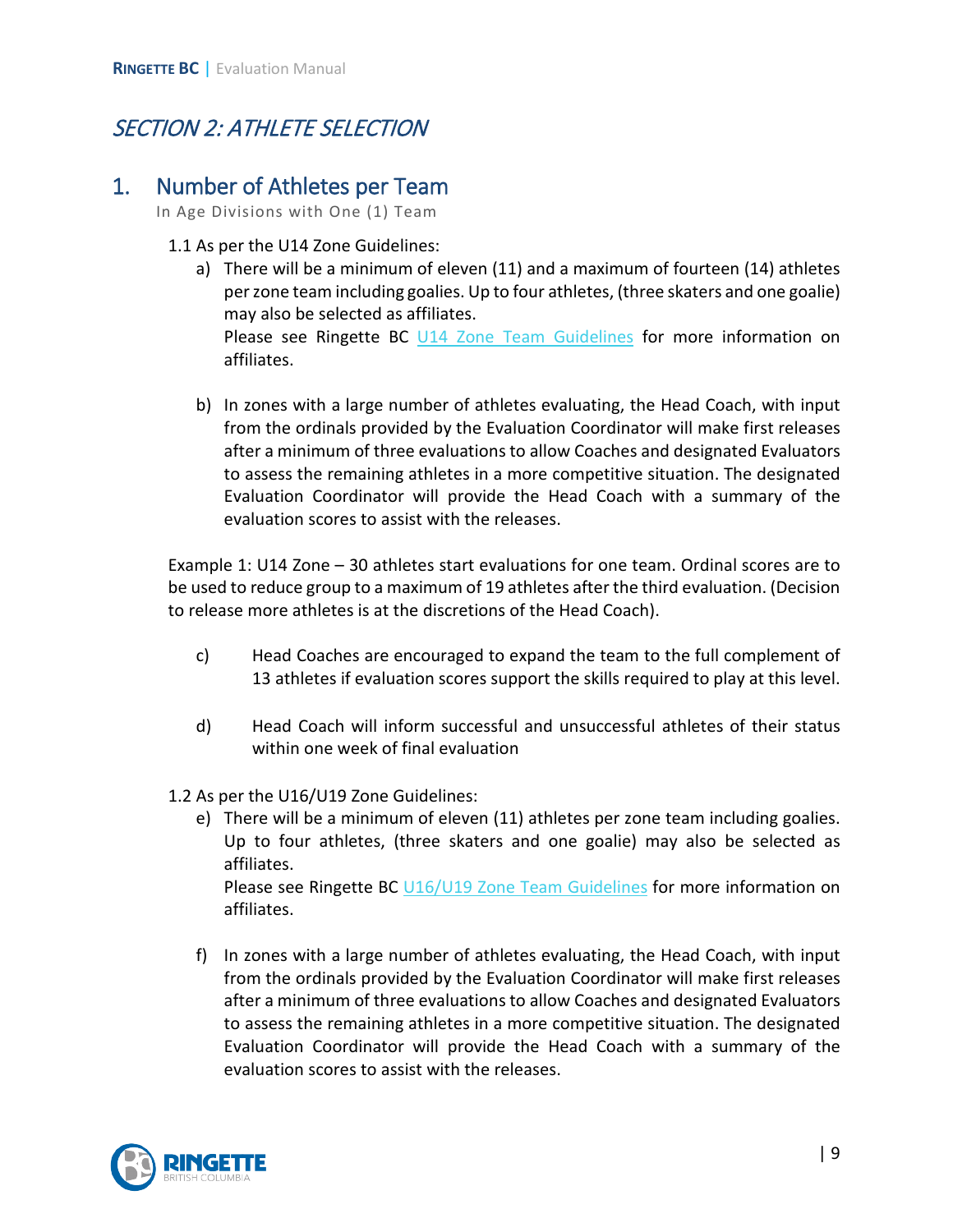# *SECTION 2: ATHLETE SELECTION*

## 1. Number of Athletes per Team

In Age Divisions with One (1) Team

1.1 As per the U14 Zone Guidelines:

a) There will be a minimum of eleven (11) and a maximum of fourteen (14) athletes per zone team including goalies. Up to four athletes, (three skaters and one goalie) may also be selected as affiliates.
Please see Ringette BC [U14 Zone Team Guidelines]() for more information on affiliates.

b) In zones with a large number of athletes evaluating, the Head Coach, with input from the ordinals provided by the Evaluation Coordinator will make first releases after a minimum of three evaluations to allow Coaches and designated Evaluators to assess the remaining athletes in a more competitive situation. The designated Evaluation Coordinator will provide the Head Coach with a summary of the evaluation scores to assist with the releases.

Example 1: U14 Zone – 30 athletes start evaluations for one team. Ordinal scores are to be used to reduce group to a maximum of 19 athletes after the third evaluation. (Decision to release more athletes is at the discretions of the Head Coach).

c) Head Coaches are encouraged to expand the team to the full complement of 13 athletes if evaluation scores support the skills required to play at this level.

d) Head Coach will inform successful and unsuccessful athletes of their status within one week of final evaluation

1.2 As per the U16/U19 Zone Guidelines:

e) There will be a minimum of eleven (11) athletes per zone team including goalies. Up to four athletes, (three skaters and one goalie) may also be selected as affiliates.
Please see Ringette BC [U16/U19 Zone Team Guidelines]() for more information on affiliates.

f) In zones with a large number of athletes evaluating, the Head Coach, with input from the ordinals provided by the Evaluation Coordinator will make first releases after a minimum of three evaluations to allow Coaches and designated Evaluators to assess the remaining athletes in a more competitive situation. The designated Evaluation Coordinator will provide the Head Coach with a summary of the evaluation scores to assist with the releases.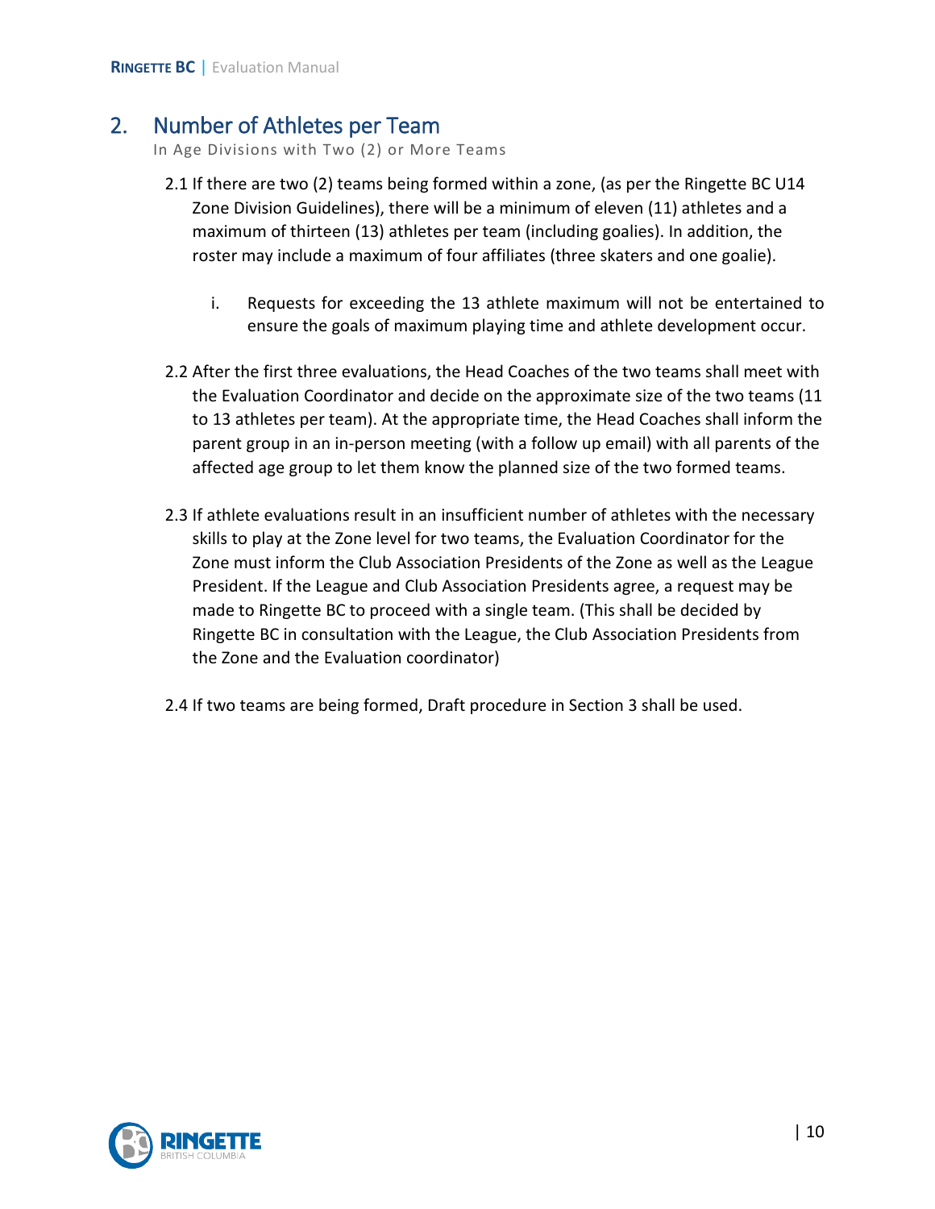## 2. Number of Athletes per Team

In Age Divisions with Two (2) or More Teams

2.1 If there are two (2) teams being formed within a zone, (as per the Ringette BC U14 Zone Division Guidelines), there will be a minimum of eleven (11) athletes and a maximum of thirteen (13) athletes per team (including goalies). In addition, the roster may include a maximum of four affiliates (three skaters and one goalie).

   i. Requests for exceeding the 13 athlete maximum will not be entertained to ensure the goals of maximum playing time and athlete development occur.

2.2 After the first three evaluations, the Head Coaches of the two teams shall meet with the Evaluation Coordinator and decide on the approximate size of the two teams (11 to 13 athletes per team). At the appropriate time, the Head Coaches shall inform the parent group in an in-person meeting (with a follow up email) with all parents of the affected age group to let them know the planned size of the two formed teams.

2.3 If athlete evaluations result in an insufficient number of athletes with the necessary skills to play at the Zone level for two teams, the Evaluation Coordinator for the Zone must inform the Club Association Presidents of the Zone as well as the League President. If the League and Club Association Presidents agree, a request may be made to Ringette BC to proceed with a single team. (This shall be decided by Ringette BC in consultation with the League, the Club Association Presidents from the Zone and the Evaluation coordinator)

2.4 If two teams are being formed, Draft procedure in Section 3 shall be used.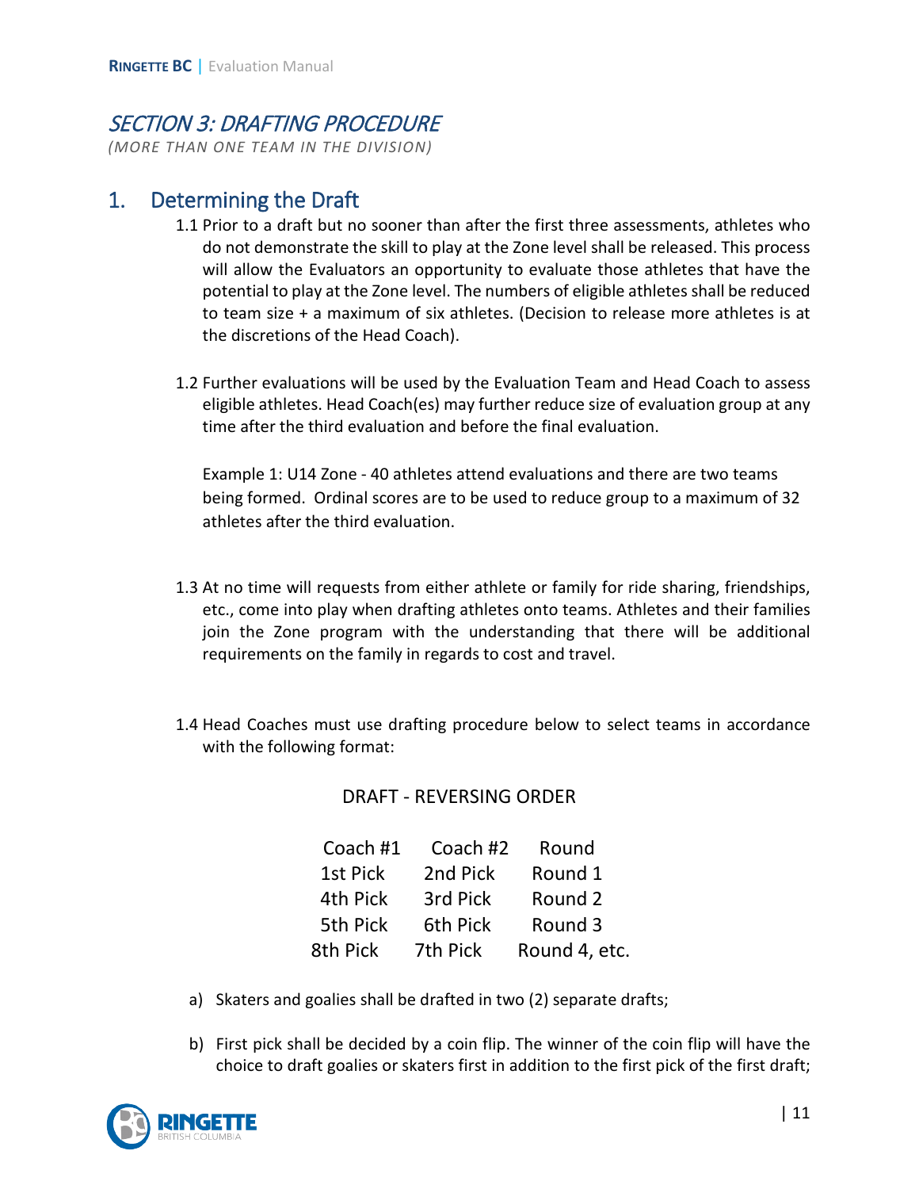# *SECTION 3: DRAFTING PROCEDURE*

*(MORE THAN ONE TEAM IN THE DIVISION)*

## 1. Determining the Draft

1.1 Prior to a draft but no sooner than after the first three assessments, athletes who do not demonstrate the skill to play at the Zone level shall be released. This process will allow the Evaluators an opportunity to evaluate those athletes that have the potential to play at the Zone level. The numbers of eligible athletes shall be reduced to team size + a maximum of six athletes. (Decision to release more athletes is at the discretions of the Head Coach).

1.2 Further evaluations will be used by the Evaluation Team and Head Coach to assess eligible athletes. Head Coach(es) may further reduce size of evaluation group at any time after the third evaluation and before the final evaluation.

Example 1: U14 Zone - 40 athletes attend evaluations and there are two teams being formed. Ordinal scores are to be used to reduce group to a maximum of 32 athletes after the third evaluation.

1.3 At no time will requests from either athlete or family for ride sharing, friendships, etc., come into play when drafting athletes onto teams. Athletes and their families join the Zone program with the understanding that there will be additional requirements on the family in regards to cost and travel.

1.4 Head Coaches must use drafting procedure below to select teams in accordance with the following format:

DRAFT - REVERSING ORDER

| Coach #1 | Coach #2 | Round |
|---|---|---|
| 1st Pick | 2nd Pick | Round 1 |
| 4th Pick | 3rd Pick | Round 2 |
| 5th Pick | 6th Pick | Round 3 |
| 8th Pick | 7th Pick | Round 4, etc. |

a) Skaters and goalies shall be drafted in two (2) separate drafts;

b) First pick shall be decided by a coin flip. The winner of the coin flip will have the choice to draft goalies or skaters first in addition to the first pick of the first draft;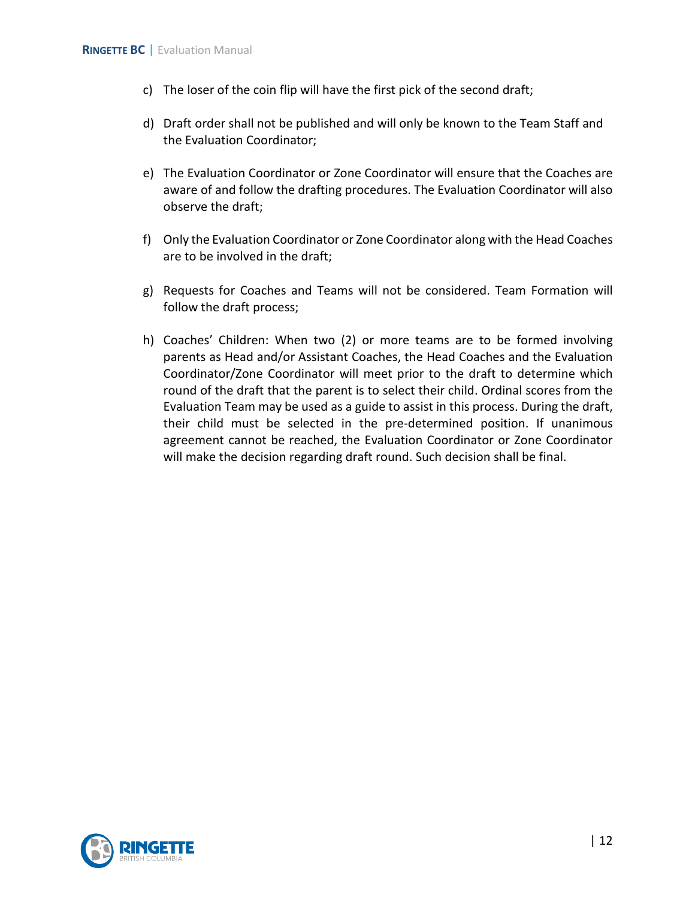c) The loser of the coin flip will have the first pick of the second draft;

d) Draft order shall not be published and will only be known to the Team Staff and the Evaluation Coordinator;

e) The Evaluation Coordinator or Zone Coordinator will ensure that the Coaches are aware of and follow the drafting procedures. The Evaluation Coordinator will also observe the draft;

f) Only the Evaluation Coordinator or Zone Coordinator along with the Head Coaches are to be involved in the draft;

g) Requests for Coaches and Teams will not be considered. Team Formation will follow the draft process;

h) Coaches' Children: When two (2) or more teams are to be formed involving parents as Head and/or Assistant Coaches, the Head Coaches and the Evaluation Coordinator/Zone Coordinator will meet prior to the draft to determine which round of the draft that the parent is to select their child. Ordinal scores from the Evaluation Team may be used as a guide to assist in this process. During the draft, their child must be selected in the pre-determined position. If unanimous agreement cannot be reached, the Evaluation Coordinator or Zone Coordinator will make the decision regarding draft round. Such decision shall be final.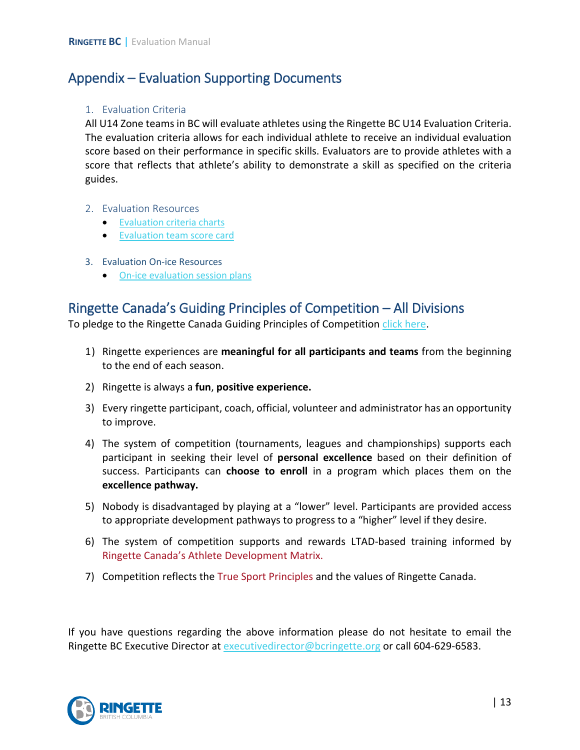## Appendix – Evaluation Supporting Documents

1. Evaluation Criteria

All U14 Zone teams in BC will evaluate athletes using the Ringette BC U14 Evaluation Criteria. The evaluation criteria allows for each individual athlete to receive an individual evaluation score based on their performance in specific skills. Evaluators are to provide athletes with a score that reflects that athlete's ability to demonstrate a skill as specified on the criteria guides.

2. Evaluation Resources
   - Evaluation criteria charts
   - Evaluation team score card

3. Evaluation On-ice Resources
   - On-ice evaluation session plans

## Ringette Canada's Guiding Principles of Competition – All Divisions

To pledge to the Ringette Canada Guiding Principles of Competition click here.

1) Ringette experiences are **meaningful for all participants and teams** from the beginning to the end of each season.
2) Ringette is always a **fun**, **positive experience.**
3) Every ringette participant, coach, official, volunteer and administrator has an opportunity to improve.
4) The system of competition (tournaments, leagues and championships) supports each participant in seeking their level of **personal excellence** based on their definition of success. Participants can **choose to enroll** in a program which places them on the **excellence pathway.**
5) Nobody is disadvantaged by playing at a "lower" level. Participants are provided access to appropriate development pathways to progress to a "higher" level if they desire.
6) The system of competition supports and rewards LTAD-based training informed by Ringette Canada's Athlete Development Matrix.
7) Competition reflects the True Sport Principles and the values of Ringette Canada.

If you have questions regarding the above information please do not hesitate to email the Ringette BC Executive Director at executivedirector@bcringette.org or call 604-629-6583.